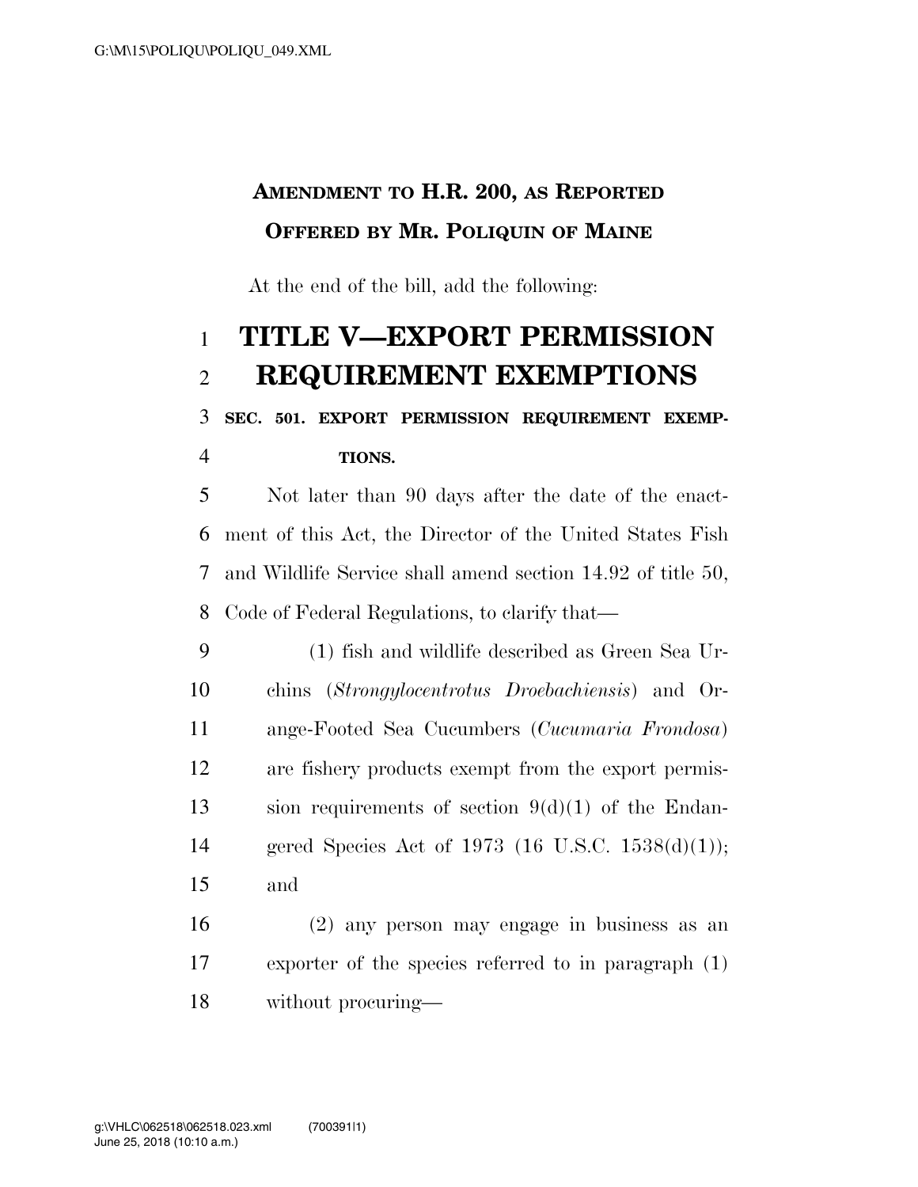**AMENDMENT TO H.R. 200, AS REPORTED**
**OFFERED BY MR. POLIQUIN OF MAINE**

At the end of the bill, add the following:

# TITLE V—EXPORT PERMISSION REQUIREMENT EXEMPTIONS

## SEC. 501. EXPORT PERMISSION REQUIREMENT EXEMPTIONS.

Not later than 90 days after the date of the enactment of this Act, the Director of the United States Fish and Wildlife Service shall amend section 14.92 of title 50, Code of Federal Regulations, to clarify that—

(1) fish and wildlife described as Green Sea Urchins (*Strongylocentrotus Droebachiensis*) and Orange-Footed Sea Cucumbers (*Cucumaria Frondosa*) are fishery products exempt from the export permission requirements of section 9(d)(1) of the Endangered Species Act of 1973 (16 U.S.C. 1538(d)(1)); and

(2) any person may engage in business as an exporter of the species referred to in paragraph (1) without procuring—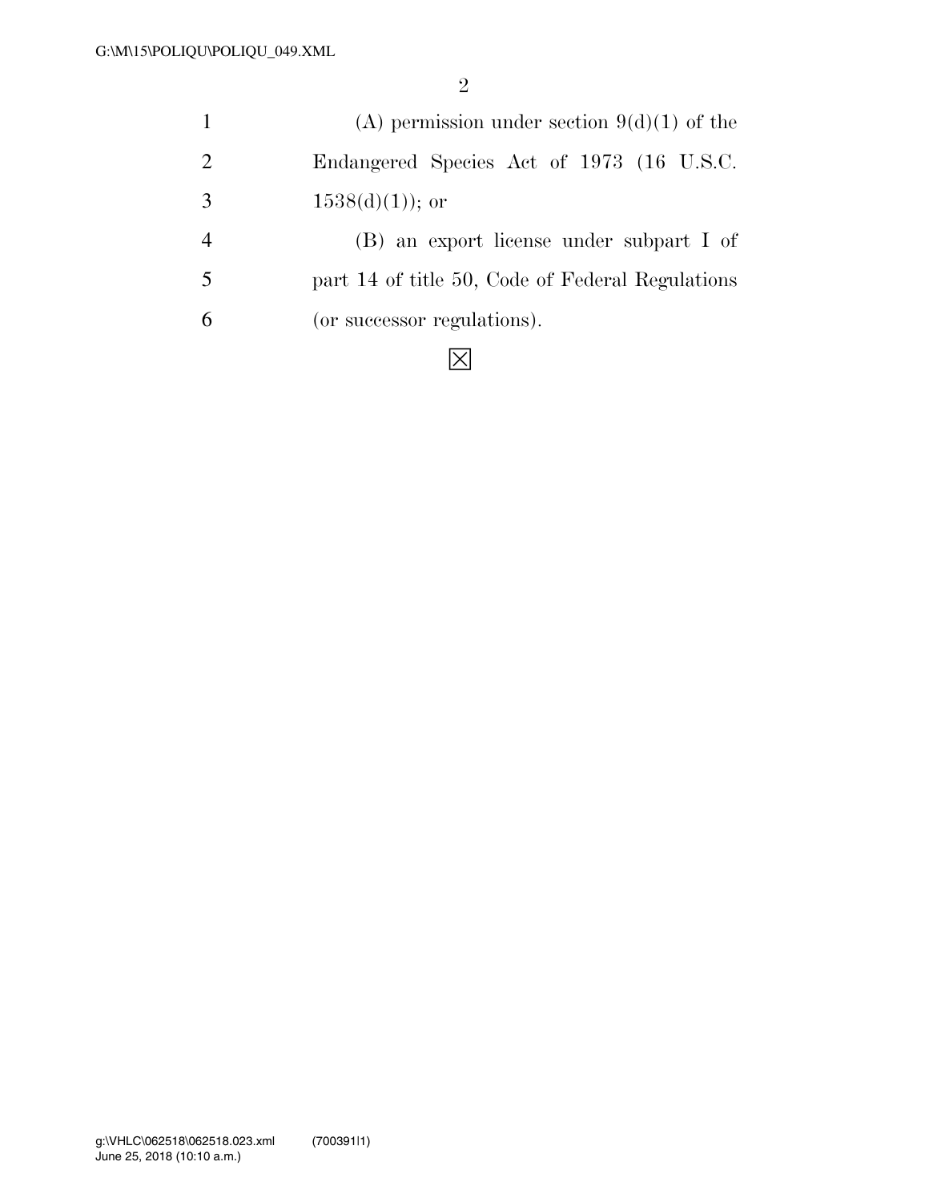(A) permission under section 9(d)(1) of the Endangered Species Act of 1973 (16 U.S.C. 1538(d)(1)); or

(B) an export license under subpart I of part 14 of title 50, Code of Federal Regulations (or successor regulations).